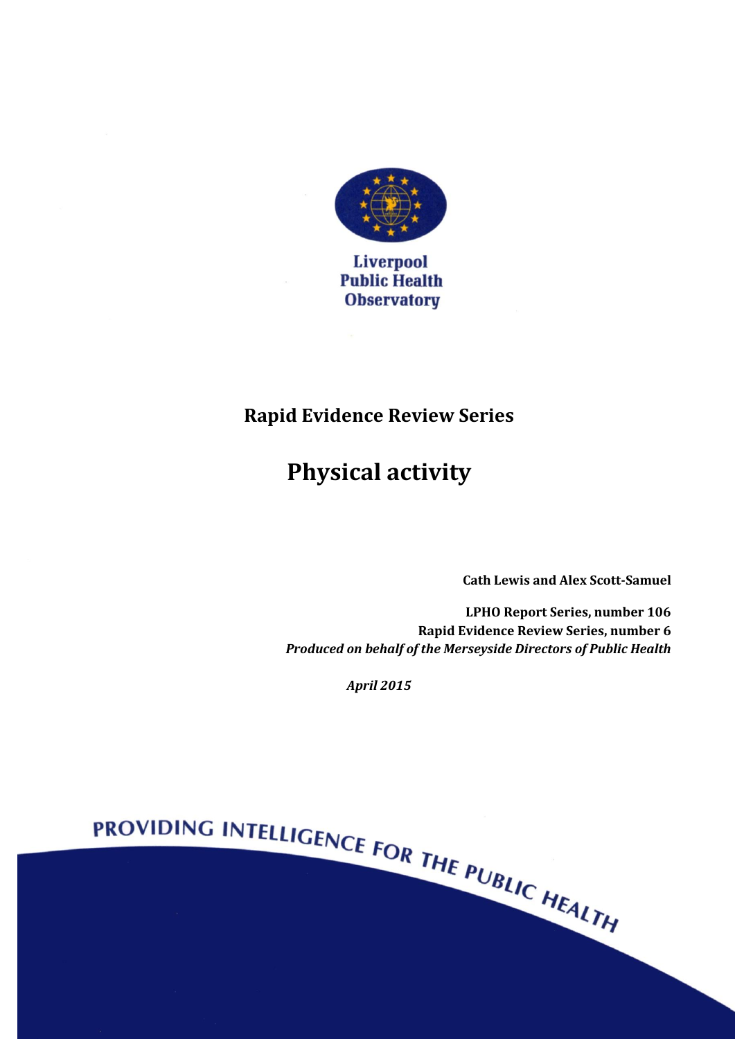Liverpool
Public Health
Observatory

## Rapid Evidence Review Series

# Physical activity

**Cath Lewis and Alex Scott-Samuel**

**LPHO Report Series, number 106**
**Rapid Evidence Review Series, number 6**
***Produced on behalf of the Merseyside Directors of Public Health***

***April 2015***

PROVIDING INTELLIGENCE FOR THE PUBLIC HEALTH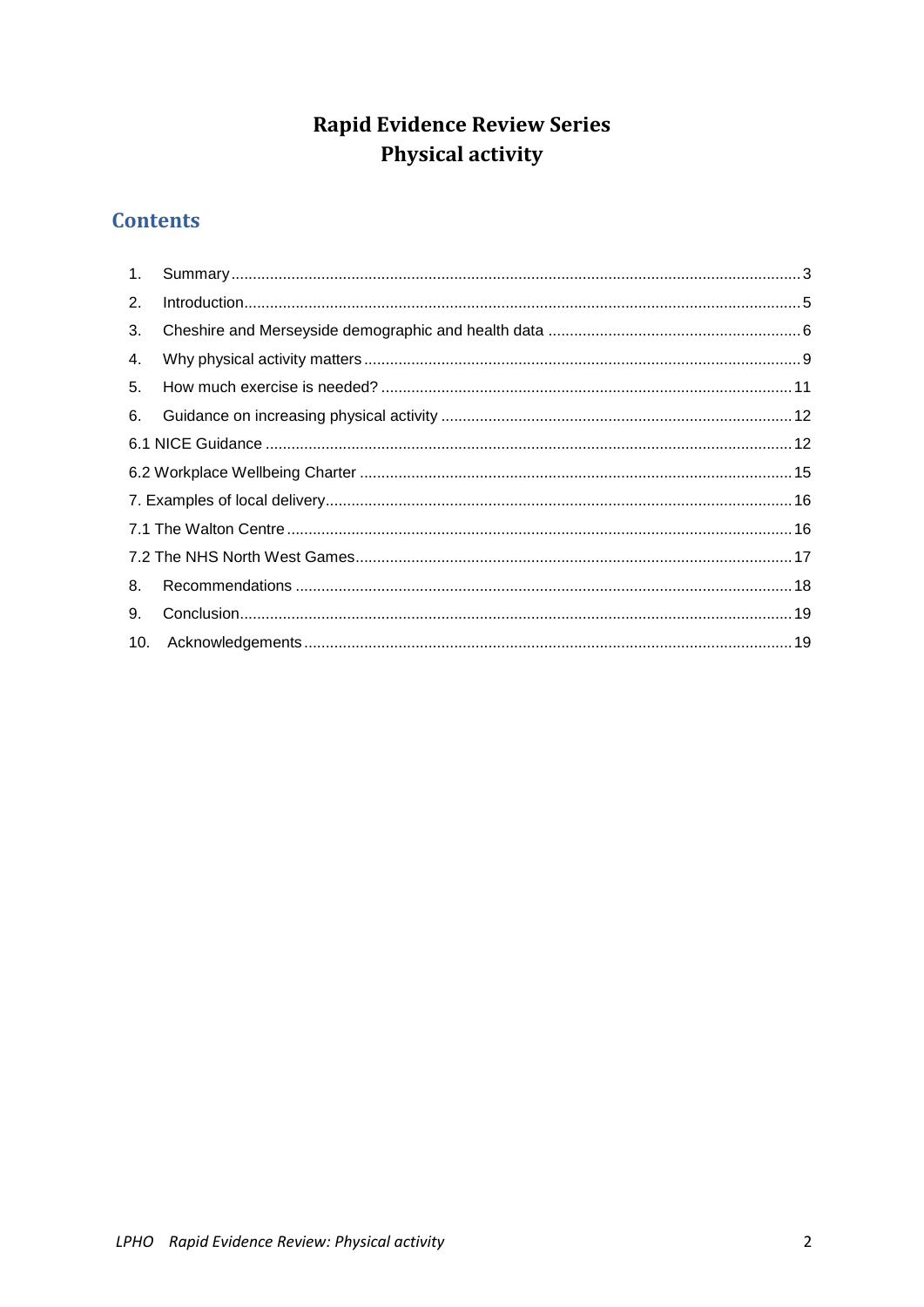# Rapid Evidence Review Series
# Physical activity

## Contents

1. Summary ... 3
2. Introduction ... 5
3. Cheshire and Merseyside demographic and health data ... 6
4. Why physical activity matters ... 9
5. How much exercise is needed? ... 11
6. Guidance on increasing physical activity ... 12

6.1 NICE Guidance ... 12

6.2 Workplace Wellbeing Charter ... 15

7. Examples of local delivery ... 16

7.1 The Walton Centre ... 16

7.2 The NHS North West Games ... 17

8. Recommendations ... 18
9. Conclusion ... 19
10. Acknowledgements ... 19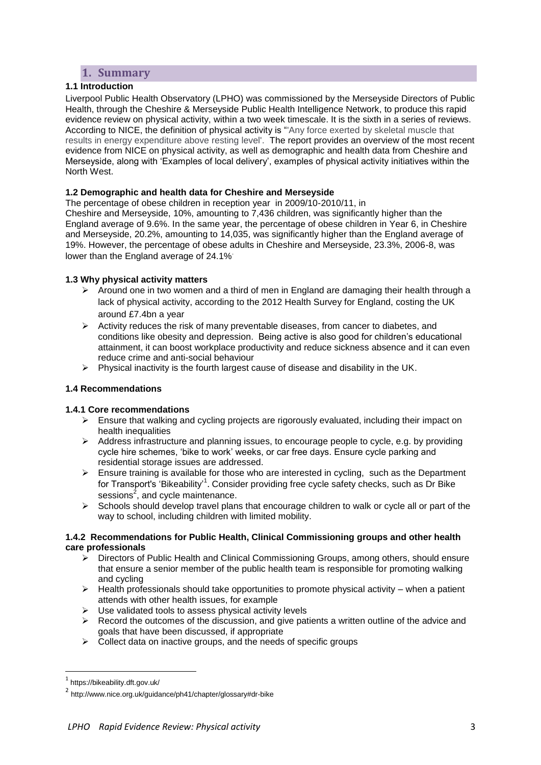# 1. Summary

### 1.1 Introduction

Liverpool Public Health Observatory (LPHO) was commissioned by the Merseyside Directors of Public Health, through the Cheshire & Merseyside Public Health Intelligence Network, to produce this rapid evidence review on physical activity, within a two week timescale. It is the sixth in a series of reviews. According to NICE, the definition of physical activity is "'Any force exerted by skeletal muscle that results in energy expenditure above resting level'. The report provides an overview of the most recent evidence from NICE on physical activity, as well as demographic and health data from Cheshire and Merseyside, along with 'Examples of local delivery', examples of physical activity initiatives within the North West.

### 1.2 Demographic and health data for Cheshire and Merseyside

The percentage of obese children in reception year in 2009/10-2010/11, in Cheshire and Merseyside, 10%, amounting to 7,436 children, was significantly higher than the England average of 9.6%. In the same year, the percentage of obese children in Year 6, in Cheshire and Merseyside, 20.2%, amounting to 14,035, was significantly higher than the England average of 19%. However, the percentage of obese adults in Cheshire and Merseyside, 23.3%, 2006-8, was lower than the England average of 24.1%.

### 1.3 Why physical activity matters

- Around one in two women and a third of men in England are damaging their health through a lack of physical activity, according to the 2012 Health Survey for England, costing the UK around £7.4bn a year
- Activity reduces the risk of many preventable diseases, from cancer to diabetes, and conditions like obesity and depression. Being active is also good for children's educational attainment, it can boost workplace productivity and reduce sickness absence and it can even reduce crime and anti-social behaviour
- Physical inactivity is the fourth largest cause of disease and disability in the UK.

### 1.4 Recommendations

#### 1.4.1 Core recommendations

- Ensure that walking and cycling projects are rigorously evaluated, including their impact on health inequalities
- Address infrastructure and planning issues, to encourage people to cycle, e.g. by providing cycle hire schemes, 'bike to work' weeks, or car free days. Ensure cycle parking and residential storage issues are addressed.
- Ensure training is available for those who are interested in cycling, such as the Department for Transport's 'Bikeability'[1]. Consider providing free cycle safety checks, such as Dr Bike sessions[2], and cycle maintenance.
- Schools should develop travel plans that encourage children to walk or cycle all or part of the way to school, including children with limited mobility.

#### 1.4.2 Recommendations for Public Health, Clinical Commissioning groups and other health care professionals

- Directors of Public Health and Clinical Commissioning Groups, among others, should ensure that ensure a senior member of the public health team is responsible for promoting walking and cycling
- Health professionals should take opportunities to promote physical activity – when a patient attends with other health issues, for example
- Use validated tools to assess physical activity levels
- Record the outcomes of the discussion, and give patients a written outline of the advice and goals that have been discussed, if appropriate
- Collect data on inactive groups, and the needs of specific groups

---

[1] https://bikeability.dft.gov.uk/

[2] http://www.nice.org.uk/guidance/ph41/chapter/glossary#dr-bike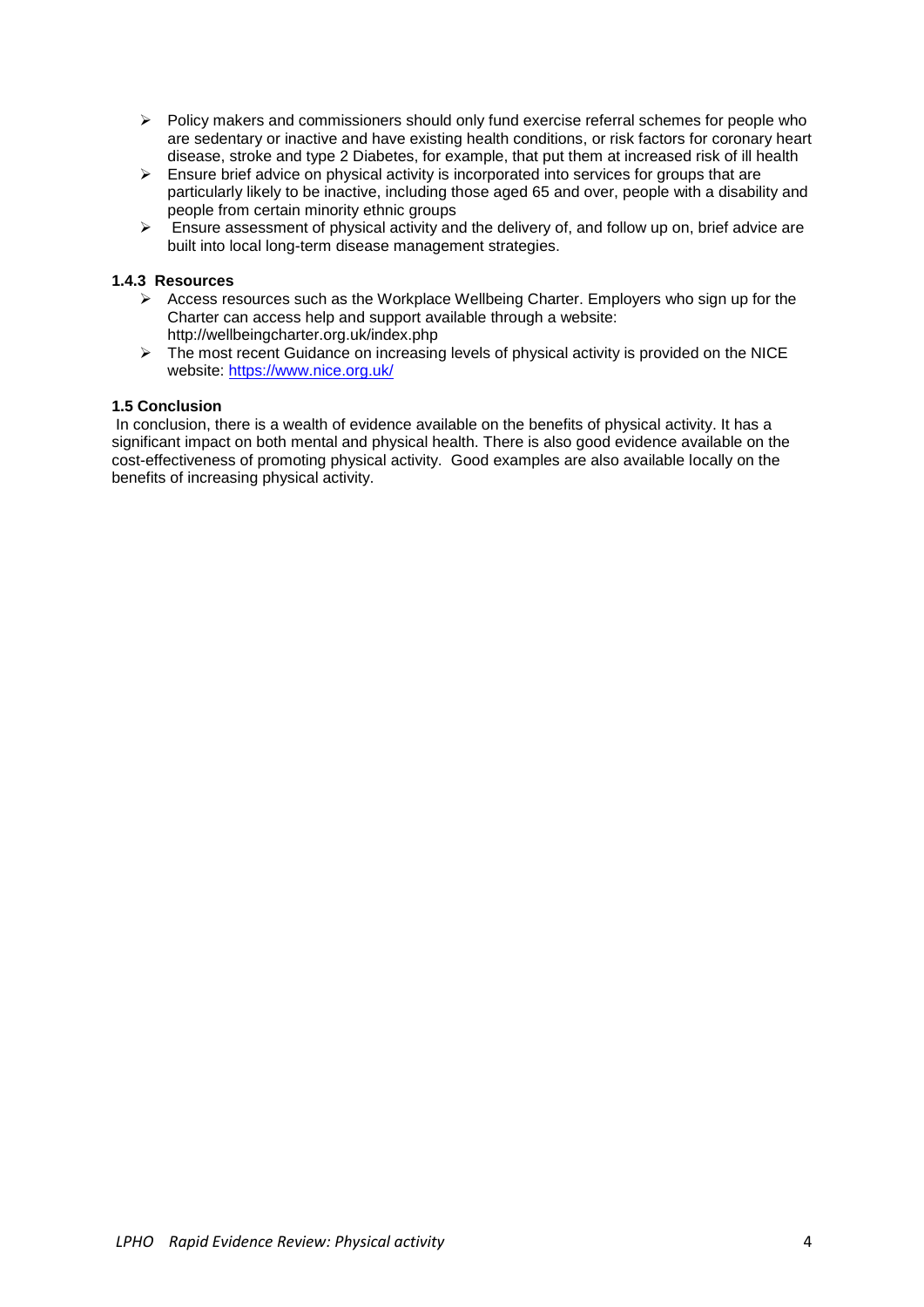- Policy makers and commissioners should only fund exercise referral schemes for people who are sedentary or inactive and have existing health conditions, or risk factors for coronary heart disease, stroke and type 2 Diabetes, for example, that put them at increased risk of ill health
- Ensure brief advice on physical activity is incorporated into services for groups that are particularly likely to be inactive, including those aged 65 and over, people with a disability and people from certain minority ethnic groups
- Ensure assessment of physical activity and the delivery of, and follow up on, brief advice are built into local long-term disease management strategies.

#### 1.4.3 Resources

- Access resources such as the Workplace Wellbeing Charter. Employers who sign up for the Charter can access help and support available through a website: http://wellbeingcharter.org.uk/index.php
- The most recent Guidance on increasing levels of physical activity is provided on the NICE website: https://www.nice.org.uk/

### 1.5 Conclusion

In conclusion, there is a wealth of evidence available on the benefits of physical activity. It has a significant impact on both mental and physical health. There is also good evidence available on the cost-effectiveness of promoting physical activity. Good examples are also available locally on the benefits of increasing physical activity.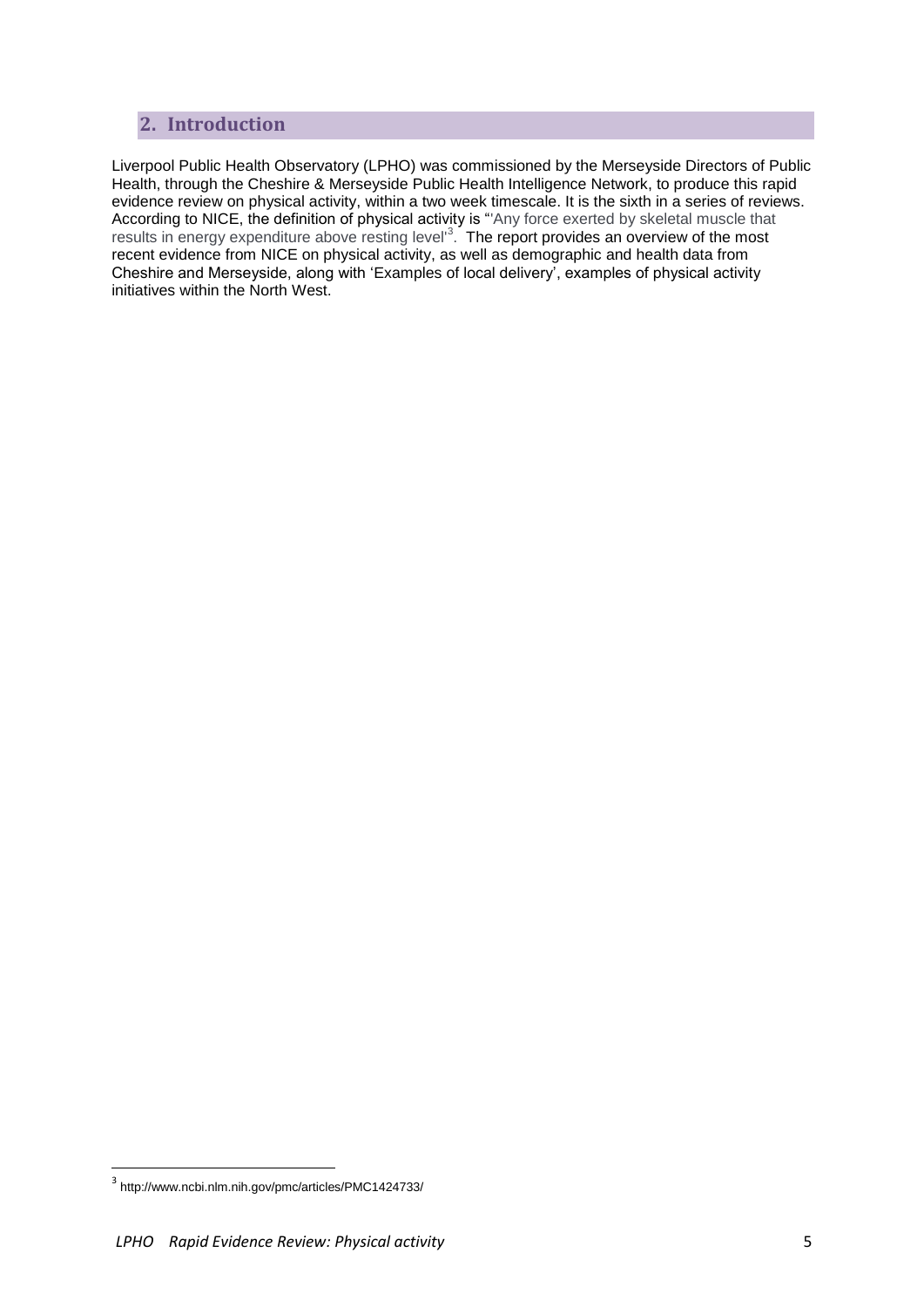## 2. Introduction

Liverpool Public Health Observatory (LPHO) was commissioned by the Merseyside Directors of Public Health, through the Cheshire & Merseyside Public Health Intelligence Network, to produce this rapid evidence review on physical activity, within a two week timescale. It is the sixth in a series of reviews. According to NICE, the definition of physical activity is "'Any force exerted by skeletal muscle that results in energy expenditure above resting level'[3]. The report provides an overview of the most recent evidence from NICE on physical activity, as well as demographic and health data from Cheshire and Merseyside, along with 'Examples of local delivery', examples of physical activity initiatives within the North West.

---

[3] http://www.ncbi.nlm.nih.gov/pmc/articles/PMC1424733/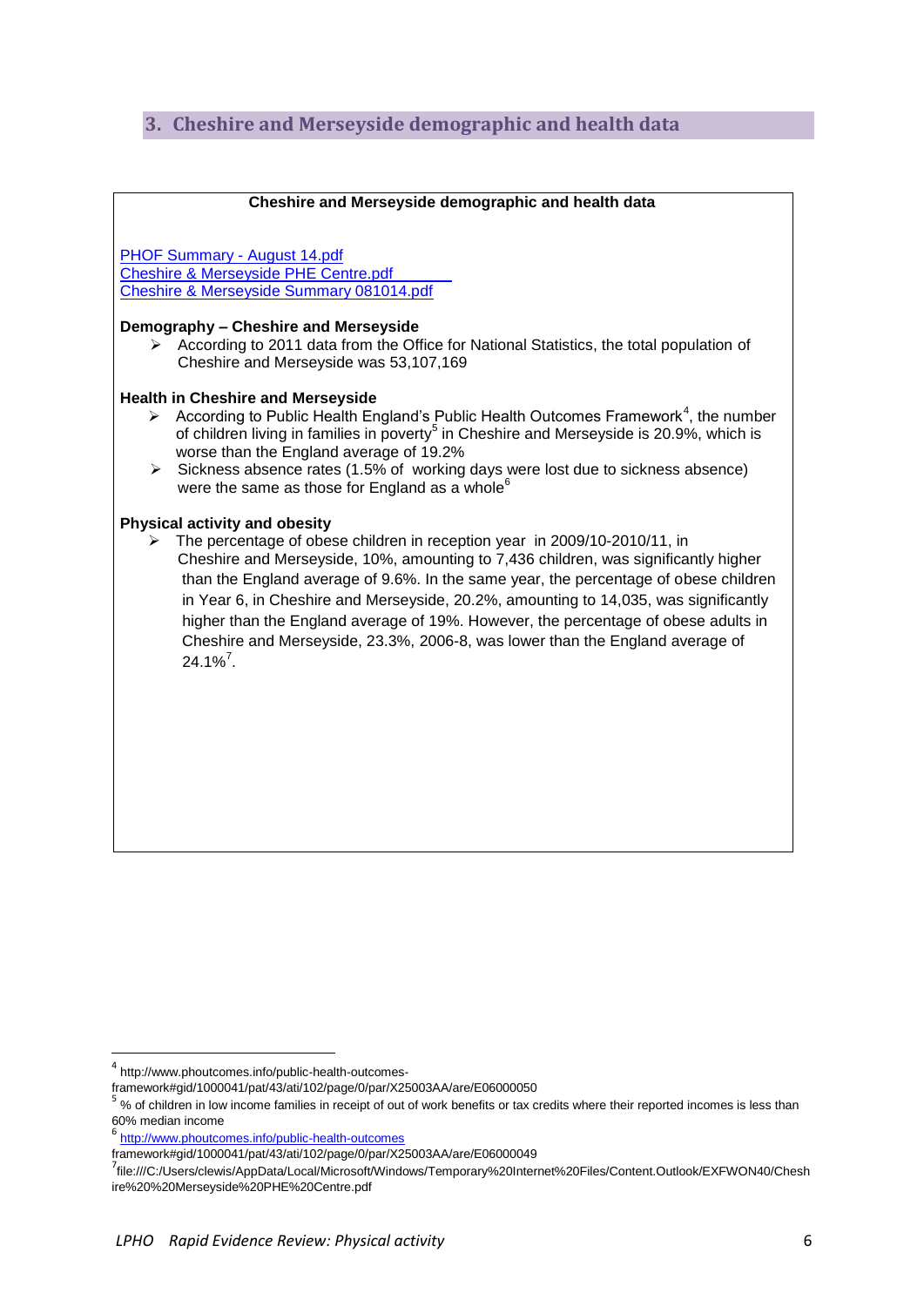## 3. Cheshire and Merseyside demographic and health data

**Cheshire and Merseyside demographic and health data**

PHOF Summary - August 14.pdf
Cheshire & Merseyside PHE Centre.pdf
Cheshire & Merseyside Summary 081014.pdf

**Demography – Cheshire and Merseyside**

- According to 2011 data from the Office for National Statistics, the total population of Cheshire and Merseyside was 53,107,169

**Health in Cheshire and Merseyside**

- According to Public Health England's Public Health Outcomes Framework[4], the number of children living in families in poverty[5] in Cheshire and Merseyside is 20.9%, which is worse than the England average of 19.2%
- Sickness absence rates (1.5% of working days were lost due to sickness absence) were the same as those for England as a whole[6]

**Physical activity and obesity**

- The percentage of obese children in reception year in 2009/10-2010/11, in Cheshire and Merseyside, 10%, amounting to 7,436 children, was significantly higher than the England average of 9.6%. In the same year, the percentage of obese children in Year 6, in Cheshire and Merseyside, 20.2%, amounting to 14,035, was significantly higher than the England average of 19%. However, the percentage of obese adults in Cheshire and Merseyside, 23.3%, 2006-8, was lower than the England average of 24.1%[7].

---

[4] http://www.phoutcomes.info/public-health-outcomes-framework#gid/1000041/pat/43/ati/102/page/0/par/X25003AA/are/E06000050

[5] % of children in low income families in receipt of out of work benefits or tax credits where their reported incomes is less than 60% median income

[6] http://www.phoutcomes.info/public-health-outcomes framework#gid/1000041/pat/43/ati/102/page/0/par/X25003AA/are/E06000049

[7] file:///C:/Users/clewis/AppData/Local/Microsoft/Windows/Temporary%20Internet%20Files/Content.Outlook/EXFWON40/Cheshire%20%20Merseyside%20PHE%20Centre.pdf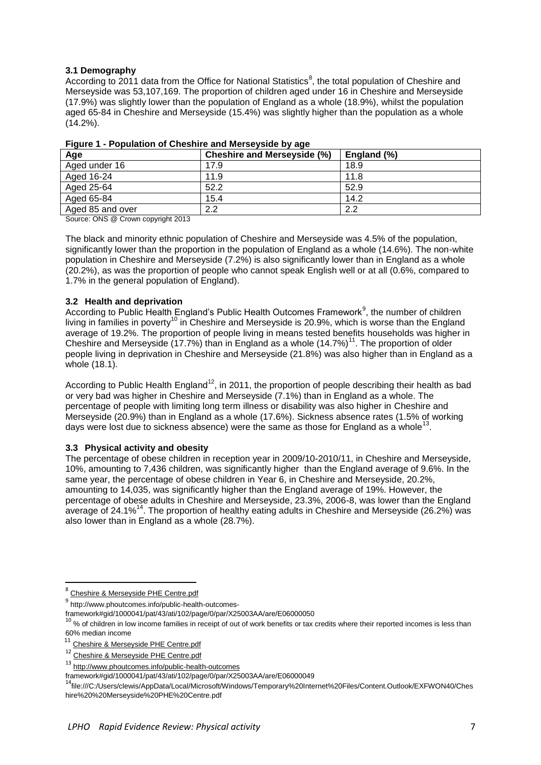### 3.1 Demography

According to 2011 data from the Office for National Statistics[8], the total population of Cheshire and Merseyside was 53,107,169. The proportion of children aged under 16 in Cheshire and Merseyside (17.9%) was slightly lower than the population of England as a whole (18.9%), whilst the population aged 65-84 in Cheshire and Merseyside (15.4%) was slightly higher than the population as a whole (14.2%).

**Figure 1 - Population of Cheshire and Merseyside by age**

| Age | Cheshire and Merseyside (%) | England (%) |
|---|---|---|
| Aged under 16 | 17.9 | 18.9 |
| Aged 16-24 | 11.9 | 11.8 |
| Aged 25-64 | 52.2 | 52.9 |
| Aged 65-84 | 15.4 | 14.2 |
| Aged 85 and over | 2.2 | 2.2 |

Source: ONS @ Crown copyright 2013

The black and minority ethnic population of Cheshire and Merseyside was 4.5% of the population, significantly lower than the proportion in the population of England as a whole (14.6%). The non-white population in Cheshire and Merseyside (7.2%) is also significantly lower than in England as a whole (20.2%), as was the proportion of people who cannot speak English well or at all (0.6%, compared to 1.7% in the general population of England).

### 3.2 Health and deprivation

According to Public Health England's Public Health Outcomes Framework[9], the number of children living in families in poverty[10] in Cheshire and Merseyside is 20.9%, which is worse than the England average of 19.2%. The proportion of people living in means tested benefits households was higher in Cheshire and Merseyside (17.7%) than in England as a whole (14.7%)[11]. The proportion of older people living in deprivation in Cheshire and Merseyside (21.8%) was also higher than in England as a whole (18.1).

According to Public Health England[12], in 2011, the proportion of people describing their health as bad or very bad was higher in Cheshire and Merseyside (7.1%) than in England as a whole. The percentage of people with limiting long term illness or disability was also higher in Cheshire and Merseyside (20.9%) than in England as a whole (17.6%). Sickness absence rates (1.5% of working days were lost due to sickness absence) were the same as those for England as a whole[13].

### 3.3 Physical activity and obesity

The percentage of obese children in reception year in 2009/10-2010/11, in Cheshire and Merseyside, 10%, amounting to 7,436 children, was significantly higher than the England average of 9.6%. In the same year, the percentage of obese children in Year 6, in Cheshire and Merseyside, 20.2%, amounting to 14,035, was significantly higher than the England average of 19%. However, the percentage of obese adults in Cheshire and Merseyside, 23.3%, 2006-8, was lower than the England average of 24.1%[14]. The proportion of healthy eating adults in Cheshire and Merseyside (26.2%) was also lower than in England as a whole (28.7%).

---

[8] Cheshire & Merseyside PHE Centre.pdf

[9] http://www.phoutcomes.info/public-health-outcomes-framework#gid/1000041/pat/43/ati/102/page/0/par/X25003AA/are/E06000050

[10] % of children in low income families in receipt of out of work benefits or tax credits where their reported incomes is less than 60% median income

[11] Cheshire & Merseyside PHE Centre.pdf

[12] Cheshire & Merseyside PHE Centre.pdf

[13] http://www.phoutcomes.info/public-health-outcomes framework#gid/1000041/pat/43/ati/102/page/0/par/X25003AA/are/E06000049

[14] file:///C:/Users/clewis/AppData/Local/Microsoft/Windows/Temporary%20Internet%20Files/Content.Outlook/EXFWON40/Cheshire%20%20Merseyside%20PHE%20Centre.pdf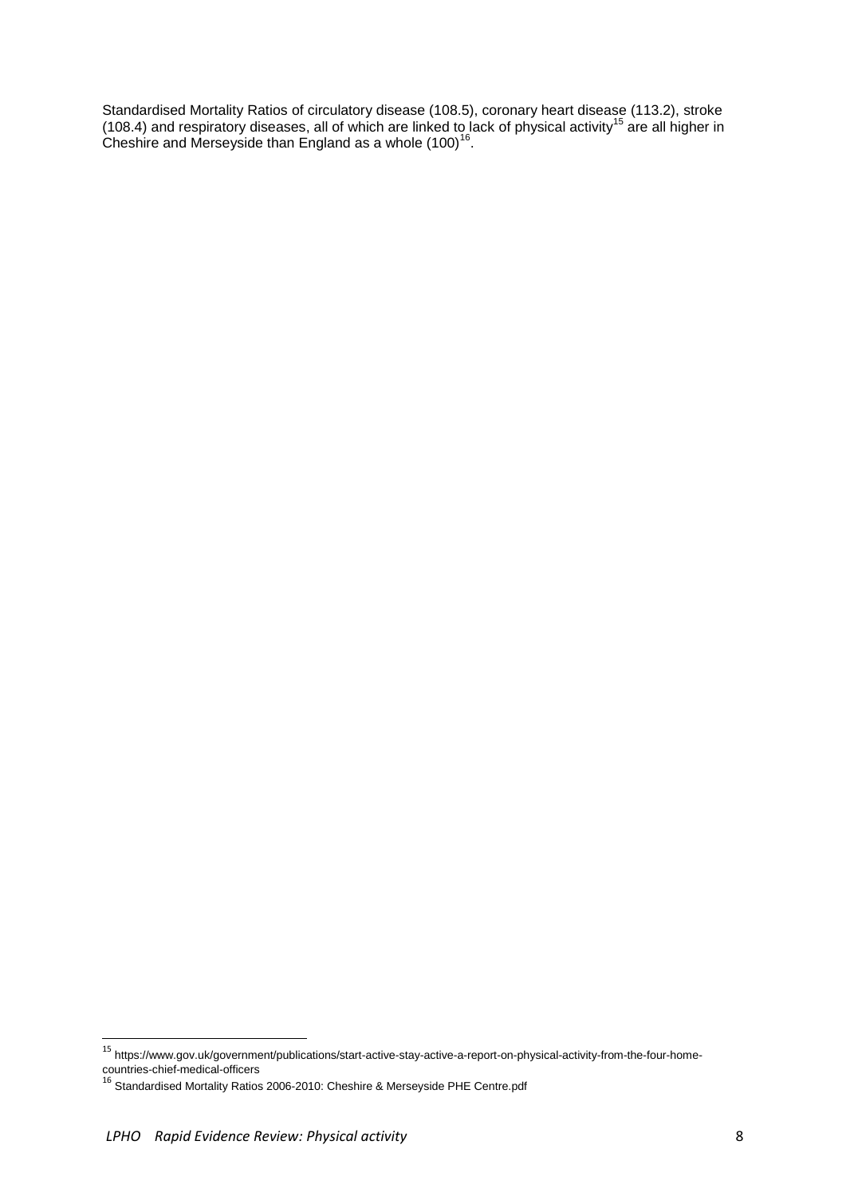Standardised Mortality Ratios of circulatory disease (108.5), coronary heart disease (113.2), stroke (108.4) and respiratory diseases, all of which are linked to lack of physical activity[15] are all higher in Cheshire and Merseyside than England as a whole (100)[16].

[15] https://www.gov.uk/government/publications/start-active-stay-active-a-report-on-physical-activity-from-the-four-home-countries-chief-medical-officers

[16] Standardised Mortality Ratios 2006-2010: Cheshire & Merseyside PHE Centre.pdf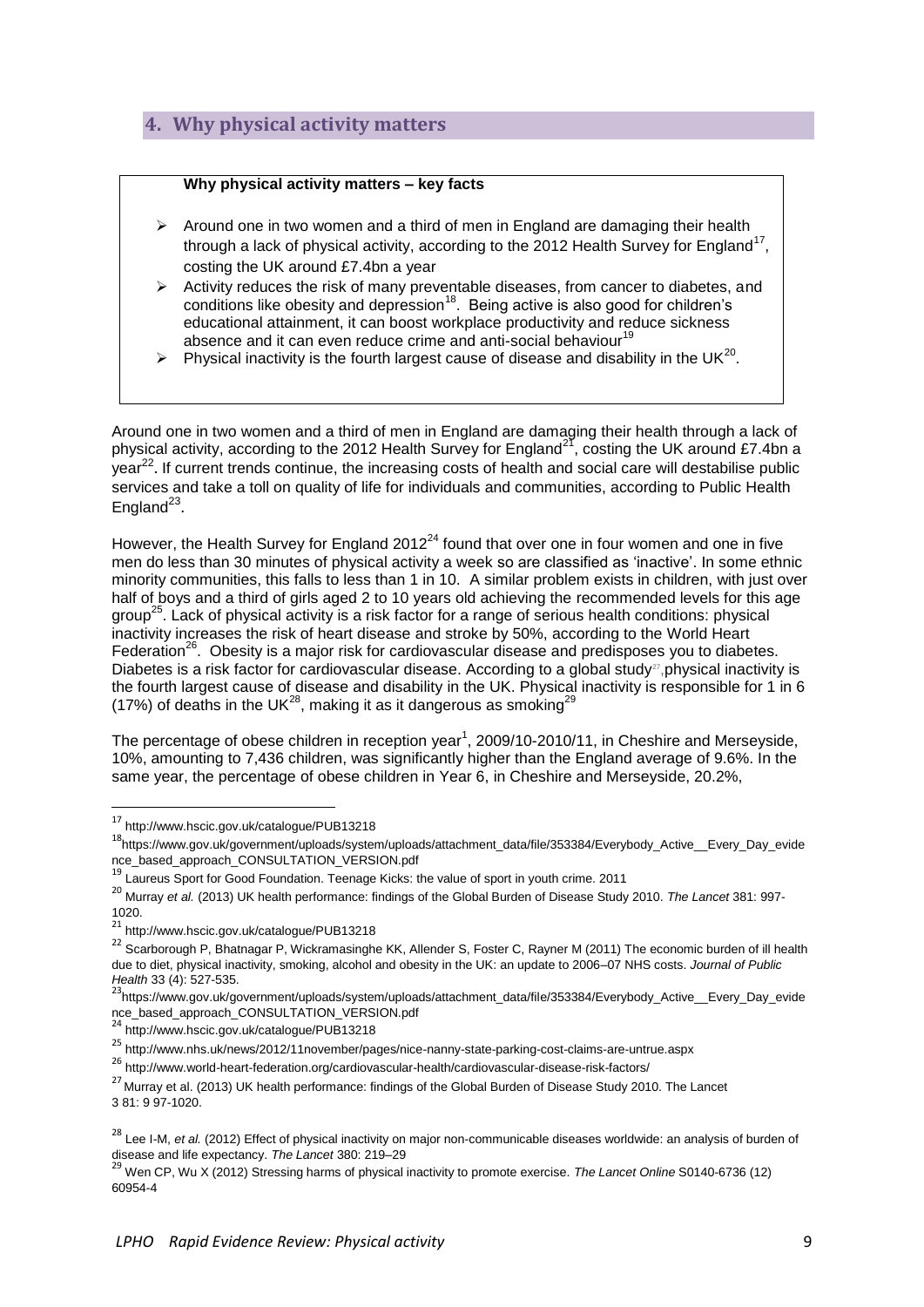## 4. Why physical activity matters

> **Why physical activity matters – key facts**
>
> - Around one in two women and a third of men in England are damaging their health through a lack of physical activity, according to the 2012 Health Survey for England[17], costing the UK around £7.4bn a year
> - Activity reduces the risk of many preventable diseases, from cancer to diabetes, and conditions like obesity and depression[18]. Being active is also good for children's educational attainment, it can boost workplace productivity and reduce sickness absence and it can even reduce crime and anti-social behaviour[19]
> - Physical inactivity is the fourth largest cause of disease and disability in the UK[20].

Around one in two women and a third of men in England are damaging their health through a lack of physical activity, according to the 2012 Health Survey for England[21], costing the UK around £7.4bn a year[22]. If current trends continue, the increasing costs of health and social care will destabilise public services and take a toll on quality of life for individuals and communities, according to Public Health England[23].

However, the Health Survey for England 2012[24] found that over one in four women and one in five men do less than 30 minutes of physical activity a week so are classified as 'inactive'. In some ethnic minority communities, this falls to less than 1 in 10. A similar problem exists in children, with just over half of boys and a third of girls aged 2 to 10 years old achieving the recommended levels for this age group[25]. Lack of physical activity is a risk factor for a range of serious health conditions: physical inactivity increases the risk of heart disease and stroke by 50%, according to the World Heart Federation[26]. Obesity is a major risk for cardiovascular disease and predisposes you to diabetes. Diabetes is a risk factor for cardiovascular disease. According to a global study[27], physical inactivity is the fourth largest cause of disease and disability in the UK. Physical inactivity is responsible for 1 in 6 (17%) of deaths in the UK[28], making it as it dangerous as smoking[29]

The percentage of obese children in reception year[1], 2009/10-2010/11, in Cheshire and Merseyside, 10%, amounting to 7,436 children, was significantly higher than the England average of 9.6%. In the same year, the percentage of obese children in Year 6, in Cheshire and Merseyside, 20.2%,

---

[17] http://www.hscic.gov.uk/catalogue/PUB13218

[18] https://www.gov.uk/government/uploads/system/uploads/attachment_data/file/353384/Everybody_Active__Every_Day_evidence_based_approach_CONSULTATION_VERSION.pdf

[19] Laureus Sport for Good Foundation. Teenage Kicks: the value of sport in youth crime. 2011

[20] Murray *et al.* (2013) UK health performance: findings of the Global Burden of Disease Study 2010. *The Lancet* 381: 997-1020.

[21] http://www.hscic.gov.uk/catalogue/PUB13218

[22] Scarborough P, Bhatnagar P, Wickramasinghe KK, Allender S, Foster C, Rayner M (2011) The economic burden of ill health due to diet, physical inactivity, smoking, alcohol and obesity in the UK: an update to 2006–07 NHS costs. *Journal of Public Health* 33 (4): 527-535.

[23] https://www.gov.uk/government/uploads/system/uploads/attachment_data/file/353384/Everybody_Active__Every_Day_evidence_based_approach_CONSULTATION_VERSION.pdf

[24] http://www.hscic.gov.uk/catalogue/PUB13218

[25] http://www.nhs.uk/news/2012/11november/pages/nice-nanny-state-parking-cost-claims-are-untrue.aspx

[26] http://www.world-heart-federation.org/cardiovascular-health/cardiovascular-disease-risk-factors/

[27] Murray et al. (2013) UK health performance: findings of the Global Burden of Disease Study 2010. The Lancet 3 81: 9 97-1020.

[28] Lee I-M, *et al.* (2012) Effect of physical inactivity on major non-communicable diseases worldwide: an analysis of burden of disease and life expectancy. *The Lancet* 380: 219–29

[29] Wen CP, Wu X (2012) Stressing harms of physical inactivity to promote exercise. *The Lancet Online* S0140-6736 (12) 60954-4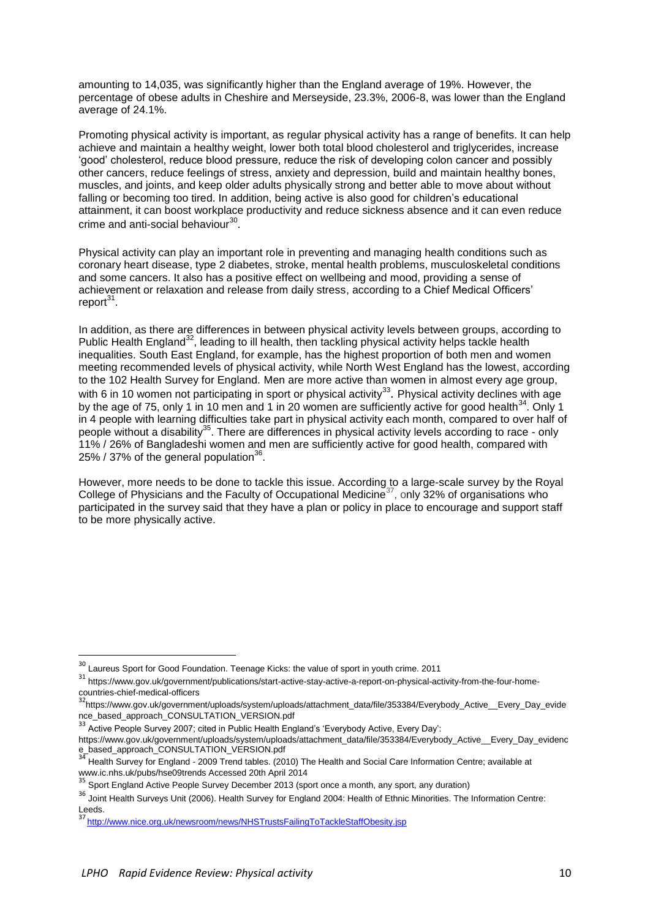amounting to 14,035, was significantly higher than the England average of 19%. However, the percentage of obese adults in Cheshire and Merseyside, 23.3%, 2006-8, was lower than the England average of 24.1%.

Promoting physical activity is important, as regular physical activity has a range of benefits. It can help achieve and maintain a healthy weight, lower both total blood cholesterol and triglycerides, increase 'good' cholesterol, reduce blood pressure, reduce the risk of developing colon cancer and possibly other cancers, reduce feelings of stress, anxiety and depression, build and maintain healthy bones, muscles, and joints, and keep older adults physically strong and better able to move about without falling or becoming too tired. In addition, being active is also good for children's educational attainment, it can boost workplace productivity and reduce sickness absence and it can even reduce crime and anti-social behaviour[30].

Physical activity can play an important role in preventing and managing health conditions such as coronary heart disease, type 2 diabetes, stroke, mental health problems, musculoskeletal conditions and some cancers. It also has a positive effect on wellbeing and mood, providing a sense of achievement or relaxation and release from daily stress, according to a Chief Medical Officers' report[31].

In addition, as there are differences in between physical activity levels between groups, according to Public Health England[32], leading to ill health, then tackling physical activity helps tackle health inequalities. South East England, for example, has the highest proportion of both men and women meeting recommended levels of physical activity, while North West England has the lowest, according to the 102 Health Survey for England. Men are more active than women in almost every age group, with 6 in 10 women not participating in sport or physical activity[33]. Physical activity declines with age by the age of 75, only 1 in 10 men and 1 in 20 women are sufficiently active for good health[34]. Only 1 in 4 people with learning difficulties take part in physical activity each month, compared to over half of people without a disability[35]. There are differences in physical activity levels according to race - only 11% / 26% of Bangladeshi women and men are sufficiently active for good health, compared with 25% / 37% of the general population[36].

However, more needs to be done to tackle this issue. According to a large-scale survey by the Royal College of Physicians and the Faculty of Occupational Medicine[37], only 32% of organisations who participated in the survey said that they have a plan or policy in place to encourage and support staff to be more physically active.

---

[30] Laureus Sport for Good Foundation. Teenage Kicks: the value of sport in youth crime. 2011

[31] https://www.gov.uk/government/publications/start-active-stay-active-a-report-on-physical-activity-from-the-four-home-countries-chief-medical-officers

[32] https://www.gov.uk/government/uploads/system/uploads/attachment_data/file/353384/Everybody_Active__Every_Day_evidence_based_approach_CONSULTATION_VERSION.pdf

[33] Active People Survey 2007; cited in Public Health England's 'Everybody Active, Every Day': https://www.gov.uk/government/uploads/system/uploads/attachment_data/file/353384/Everybody_Active__Every_Day_evidence_based_approach_CONSULTATION_VERSION.pdf

[34] Health Survey for England - 2009 Trend tables. (2010) The Health and Social Care Information Centre; available at www.ic.nhs.uk/pubs/hse09trends Accessed 20th April 2014

[35] Sport England Active People Survey December 2013 (sport once a month, any sport, any duration)

[36] Joint Health Surveys Unit (2006). Health Survey for England 2004: Health of Ethnic Minorities. The Information Centre: Leeds.

[37] http://www.nice.org.uk/newsroom/news/NHSTrustsFailingToTackleStaffObesity.jsp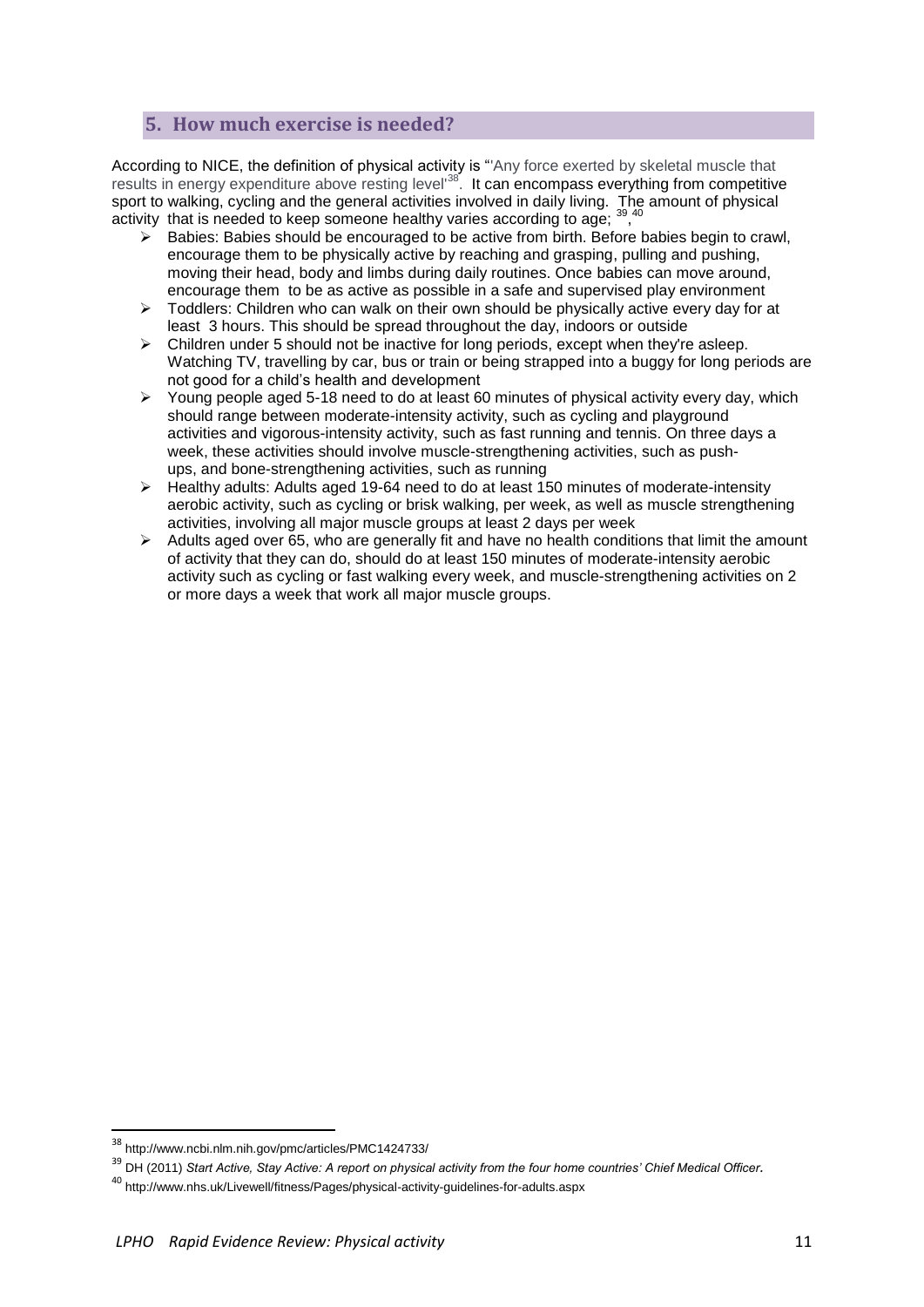## 5. How much exercise is needed?

According to NICE, the definition of physical activity is "'Any force exerted by skeletal muscle that results in energy expenditure above resting level'[38]. It can encompass everything from competitive sport to walking, cycling and the general activities involved in daily living. The amount of physical activity that is needed to keep someone healthy varies according to age; [39,40]

- Babies: Babies should be encouraged to be active from birth. Before babies begin to crawl, encourage them to be physically active by reaching and grasping, pulling and pushing, moving their head, body and limbs during daily routines. Once babies can move around, encourage them to be as active as possible in a safe and supervised play environment
- Toddlers: Children who can walk on their own should be physically active every day for at least 3 hours. This should be spread throughout the day, indoors or outside
- Children under 5 should not be inactive for long periods, except when they're asleep. Watching TV, travelling by car, bus or train or being strapped into a buggy for long periods are not good for a child's health and development
- Young people aged 5-18 need to do at least 60 minutes of physical activity every day, which should range between moderate-intensity activity, such as cycling and playground activities and vigorous-intensity activity, such as fast running and tennis. On three days a week, these activities should involve muscle-strengthening activities, such as push-ups, and bone-strengthening activities, such as running
- Healthy adults: Adults aged 19-64 need to do at least 150 minutes of moderate-intensity aerobic activity, such as cycling or brisk walking, per week, as well as muscle strengthening activities, involving all major muscle groups at least 2 days per week
- Adults aged over 65, who are generally fit and have no health conditions that limit the amount of activity that they can do, should do at least 150 minutes of moderate-intensity aerobic activity such as cycling or fast walking every week, and muscle-strengthening activities on 2 or more days a week that work all major muscle groups.

---

[38] http://www.ncbi.nlm.nih.gov/pmc/articles/PMC1424733/

[39] DH (2011) *Start Active, Stay Active: A report on physical activity from the four home countries' Chief Medical Officer.*

[40] http://www.nhs.uk/Livewell/fitness/Pages/physical-activity-guidelines-for-adults.aspx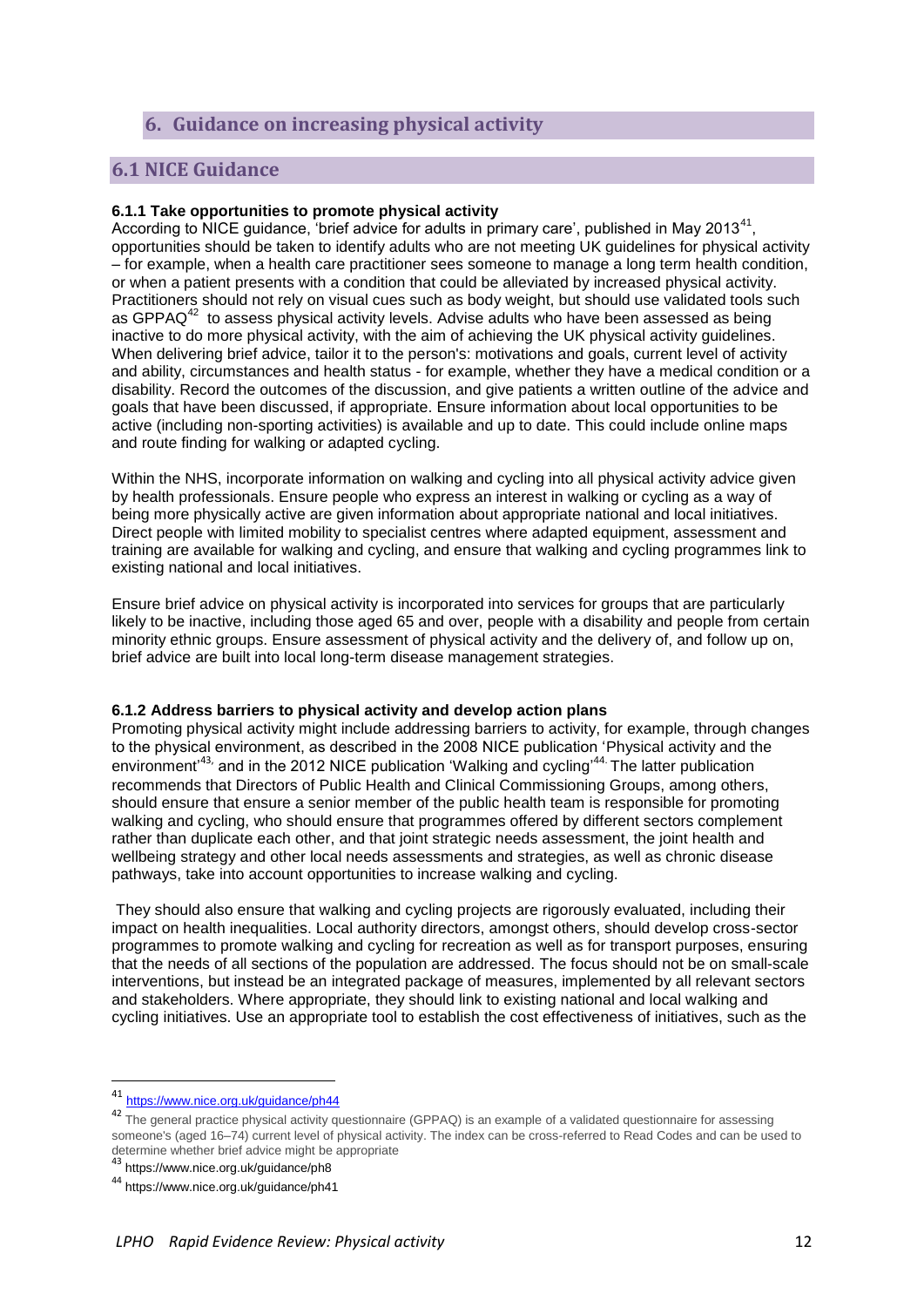## 6. Guidance on increasing physical activity

### 6.1 NICE Guidance

**6.1.1 Take opportunities to promote physical activity**

According to NICE guidance, 'brief advice for adults in primary care', published in May 2013[41], opportunities should be taken to identify adults who are not meeting UK guidelines for physical activity – for example, when a health care practitioner sees someone to manage a long term health condition, or when a patient presents with a condition that could be alleviated by increased physical activity. Practitioners should not rely on visual cues such as body weight, but should use validated tools such as GPPAQ[42] to assess physical activity levels. Advise adults who have been assessed as being inactive to do more physical activity, with the aim of achieving the UK physical activity guidelines. When delivering brief advice, tailor it to the person's: motivations and goals, current level of activity and ability, circumstances and health status - for example, whether they have a medical condition or a disability. Record the outcomes of the discussion, and give patients a written outline of the advice and goals that have been discussed, if appropriate. Ensure information about local opportunities to be active (including non-sporting activities) is available and up to date. This could include online maps and route finding for walking or adapted cycling.

Within the NHS, incorporate information on walking and cycling into all physical activity advice given by health professionals. Ensure people who express an interest in walking or cycling as a way of being more physically active are given information about appropriate national and local initiatives. Direct people with limited mobility to specialist centres where adapted equipment, assessment and training are available for walking and cycling, and ensure that walking and cycling programmes link to existing national and local initiatives.

Ensure brief advice on physical activity is incorporated into services for groups that are particularly likely to be inactive, including those aged 65 and over, people with a disability and people from certain minority ethnic groups. Ensure assessment of physical activity and the delivery of, and follow up on, brief advice are built into local long-term disease management strategies.

**6.1.2 Address barriers to physical activity and develop action plans**

Promoting physical activity might include addressing barriers to activity, for example, through changes to the physical environment, as described in the 2008 NICE publication 'Physical activity and the environment'[43] and in the 2012 NICE publication 'Walking and cycling'[44]. The latter publication recommends that Directors of Public Health and Clinical Commissioning Groups, among others, should ensure that ensure a senior member of the public health team is responsible for promoting walking and cycling, who should ensure that programmes offered by different sectors complement rather than duplicate each other, and that joint strategic needs assessment, the joint health and wellbeing strategy and other local needs assessments and strategies, as well as chronic disease pathways, take into account opportunities to increase walking and cycling.

They should also ensure that walking and cycling projects are rigorously evaluated, including their impact on health inequalities. Local authority directors, amongst others, should develop cross-sector programmes to promote walking and cycling for recreation as well as for transport purposes, ensuring that the needs of all sections of the population are addressed. The focus should not be on small-scale interventions, but instead be an integrated package of measures, implemented by all relevant sectors and stakeholders. Where appropriate, they should link to existing national and local walking and cycling initiatives. Use an appropriate tool to establish the cost effectiveness of initiatives, such as the

---

[41] https://www.nice.org.uk/guidance/ph44

[42] The general practice physical activity questionnaire (GPPAQ) is an example of a validated questionnaire for assessing someone's (aged 16–74) current level of physical activity. The index can be cross-referred to Read Codes and can be used to determine whether brief advice might be appropriate

[43] https://www.nice.org.uk/guidance/ph8

[44] https://www.nice.org.uk/guidance/ph41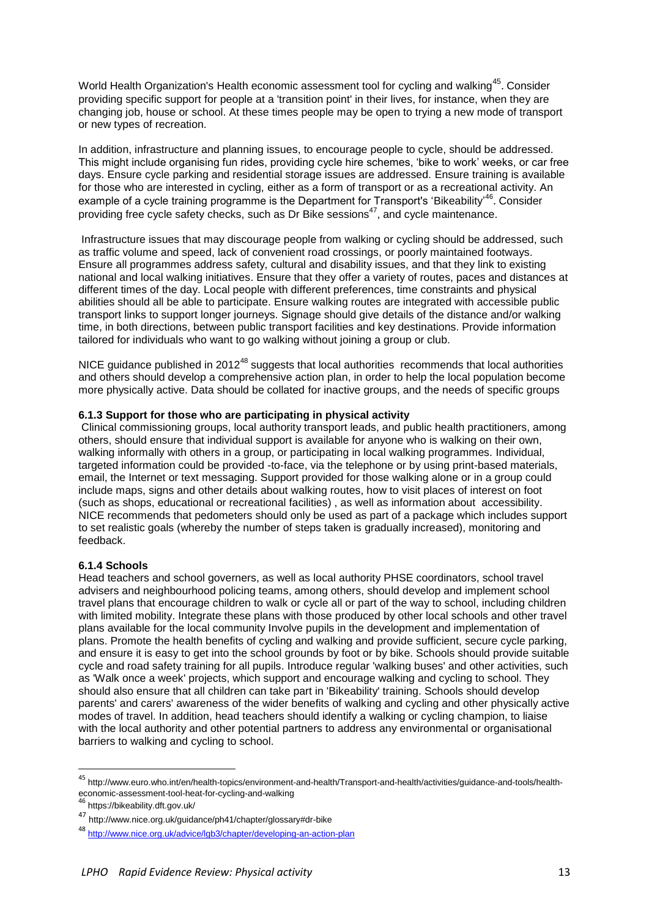World Health Organization's Health economic assessment tool for cycling and walking[45]. Consider providing specific support for people at a 'transition point' in their lives, for instance, when they are changing job, house or school. At these times people may be open to trying a new mode of transport or new types of recreation.

In addition, infrastructure and planning issues, to encourage people to cycle, should be addressed. This might include organising fun rides, providing cycle hire schemes, 'bike to work' weeks, or car free days. Ensure cycle parking and residential storage issues are addressed. Ensure training is available for those who are interested in cycling, either as a form of transport or as a recreational activity. An example of a cycle training programme is the Department for Transport's 'Bikeability'[46]. Consider providing free cycle safety checks, such as Dr Bike sessions[47], and cycle maintenance.

Infrastructure issues that may discourage people from walking or cycling should be addressed, such as traffic volume and speed, lack of convenient road crossings, or poorly maintained footways. Ensure all programmes address safety, cultural and disability issues, and that they link to existing national and local walking initiatives. Ensure that they offer a variety of routes, paces and distances at different times of the day. Local people with different preferences, time constraints and physical abilities should all be able to participate. Ensure walking routes are integrated with accessible public transport links to support longer journeys. Signage should give details of the distance and/or walking time, in both directions, between public transport facilities and key destinations. Provide information tailored for individuals who want to go walking without joining a group or club.

NICE guidance published in 2012[48] suggests that local authorities recommends that local authorities and others should develop a comprehensive action plan, in order to help the local population become more physically active. Data should be collated for inactive groups, and the needs of specific groups

#### 6.1.3 Support for those who are participating in physical activity

Clinical commissioning groups, local authority transport leads, and public health practitioners, among others, should ensure that individual support is available for anyone who is walking on their own, walking informally with others in a group, or participating in local walking programmes. Individual, targeted information could be provided -to-face, via the telephone or by using print-based materials, email, the Internet or text messaging. Support provided for those walking alone or in a group could include maps, signs and other details about walking routes, how to visit places of interest on foot (such as shops, educational or recreational facilities) , as well as information about accessibility. NICE recommends that pedometers should only be used as part of a package which includes support to set realistic goals (whereby the number of steps taken is gradually increased), monitoring and feedback.

#### 6.1.4 Schools

Head teachers and school governers, as well as local authority PHSE coordinators, school travel advisers and neighbourhood policing teams, among others, should develop and implement school travel plans that encourage children to walk or cycle all or part of the way to school, including children with limited mobility. Integrate these plans with those produced by other local schools and other travel plans available for the local community Involve pupils in the development and implementation of plans. Promote the health benefits of cycling and walking and provide sufficient, secure cycle parking, and ensure it is easy to get into the school grounds by foot or by bike. Schools should provide suitable cycle and road safety training for all pupils. Introduce regular 'walking buses' and other activities, such as 'Walk once a week' projects, which support and encourage walking and cycling to school. They should also ensure that all children can take part in 'Bikeability' training. Schools should develop parents' and carers' awareness of the wider benefits of walking and cycling and other physically active modes of travel. In addition, head teachers should identify a walking or cycling champion, to liaise with the local authority and other potential partners to address any environmental or organisational barriers to walking and cycling to school.

---

[45] http://www.euro.who.int/en/health-topics/environment-and-health/Transport-and-health/activities/guidance-and-tools/health-economic-assessment-tool-heat-for-cycling-and-walking

[46] https://bikeability.dft.gov.uk/

[47] http://www.nice.org.uk/guidance/ph41/chapter/glossary#dr-bike

[48] http://www.nice.org.uk/advice/lgb3/chapter/developing-an-action-plan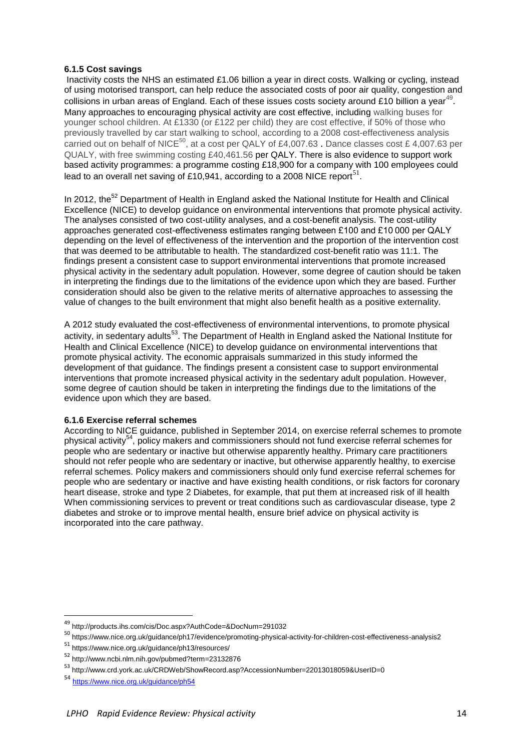#### 6.1.5 Cost savings

Inactivity costs the NHS an estimated £1.06 billion a year in direct costs. Walking or cycling, instead of using motorised transport, can help reduce the associated costs of poor air quality, congestion and collisions in urban areas of England. Each of these issues costs society around £10 billion a year[49]. Many approaches to encouraging physical activity are cost effective, including walking buses for younger school children. At £1330 (or £122 per child) they are cost effective, if 50% of those who previously travelled by car start walking to school, according to a 2008 cost-effectiveness analysis carried out on behalf of NICE[50], at a cost per QALY of £4,007.63 . Dance classes cost £ 4,007.63 per QUALY, with free swimming costing £40,461.56 per QALY. There is also evidence to support work based activity programmes: a programme costing £18,900 for a company with 100 employees could lead to an overall net saving of £10,941, according to a 2008 NICE report[51].

In 2012, the[52] Department of Health in England asked the National Institute for Health and Clinical Excellence (NICE) to develop guidance on environmental interventions that promote physical activity. The analyses consisted of two cost-utility analyses, and a cost-benefit analysis. The cost-utility approaches generated cost-effectiveness estimates ranging between £100 and £10 000 per QALY depending on the level of effectiveness of the intervention and the proportion of the intervention cost that was deemed to be attributable to health. The standardized cost-benefit ratio was 11:1. The findings present a consistent case to support environmental interventions that promote increased physical activity in the sedentary adult population. However, some degree of caution should be taken in interpreting the findings due to the limitations of the evidence upon which they are based. Further consideration should also be given to the relative merits of alternative approaches to assessing the value of changes to the built environment that might also benefit health as a positive externality.

A 2012 study evaluated the cost-effectiveness of environmental interventions, to promote physical activity, in sedentary adults[53]. The Department of Health in England asked the National Institute for Health and Clinical Excellence (NICE) to develop guidance on environmental interventions that promote physical activity. The economic appraisals summarized in this study informed the development of that guidance. The findings present a consistent case to support environmental interventions that promote increased physical activity in the sedentary adult population. However, some degree of caution should be taken in interpreting the findings due to the limitations of the evidence upon which they are based.

#### 6.1.6 Exercise referral schemes

According to NICE guidance, published in September 2014, on exercise referral schemes to promote physical activity[54], policy makers and commissioners should not fund exercise referral schemes for people who are sedentary or inactive but otherwise apparently healthy. Primary care practitioners should not refer people who are sedentary or inactive, but otherwise apparently healthy, to exercise referral schemes. Policy makers and commissioners should only fund exercise referral schemes for people who are sedentary or inactive and have existing health conditions, or risk factors for coronary heart disease, stroke and type 2 Diabetes, for example, that put them at increased risk of ill health When commissioning services to prevent or treat conditions such as cardiovascular disease, type 2 diabetes and stroke or to improve mental health, ensure brief advice on physical activity is incorporated into the care pathway.

---

[49] http://products.ihs.com/cis/Doc.aspx?AuthCode=&DocNum=291032

[50] https://www.nice.org.uk/guidance/ph17/evidence/promoting-physical-activity-for-children-cost-effectiveness-analysis2

[51] https://www.nice.org.uk/guidance/ph13/resources/

[52] http://www.ncbi.nlm.nih.gov/pubmed?term=23132876

[53] http://www.crd.york.ac.uk/CRDWeb/ShowRecord.asp?AccessionNumber=22013018059&UserID=0

[54] https://www.nice.org.uk/guidance/ph54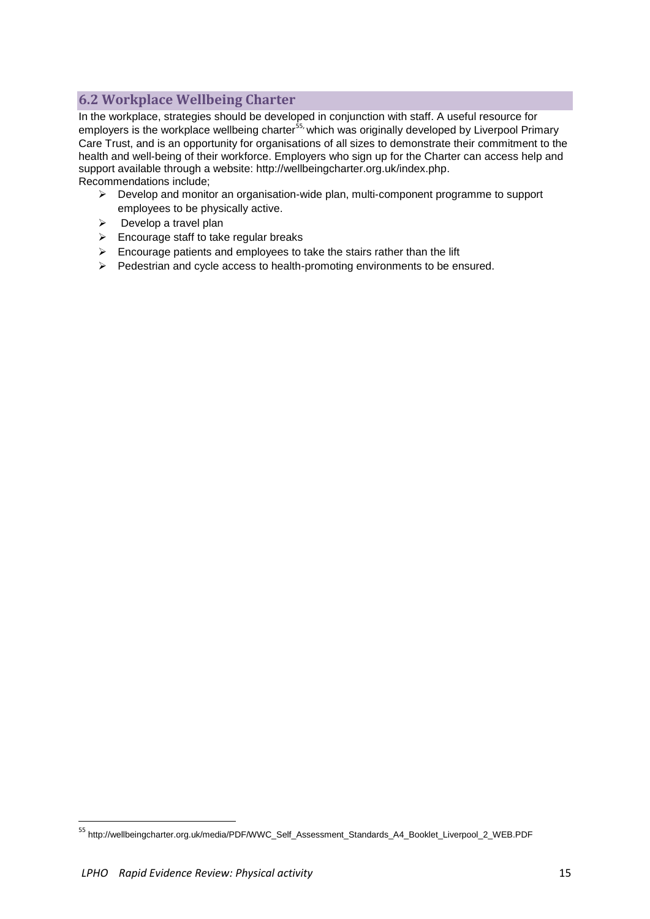## 6.2 Workplace Wellbeing Charter

In the workplace, strategies should be developed in conjunction with staff. A useful resource for employers is the workplace wellbeing charter[55], which was originally developed by Liverpool Primary Care Trust, and is an opportunity for organisations of all sizes to demonstrate their commitment to the health and well-being of their workforce. Employers who sign up for the Charter can access help and support available through a website: http://wellbeingcharter.org.uk/index.php.
Recommendations include;

- Develop and monitor an organisation-wide plan, multi-component programme to support employees to be physically active.
- Develop a travel plan
- Encourage staff to take regular breaks
- Encourage patients and employees to take the stairs rather than the lift
- Pedestrian and cycle access to health-promoting environments to be ensured.

---

[55] http://wellbeingcharter.org.uk/media/PDF/WWC_Self_Assessment_Standards_A4_Booklet_Liverpool_2_WEB.PDF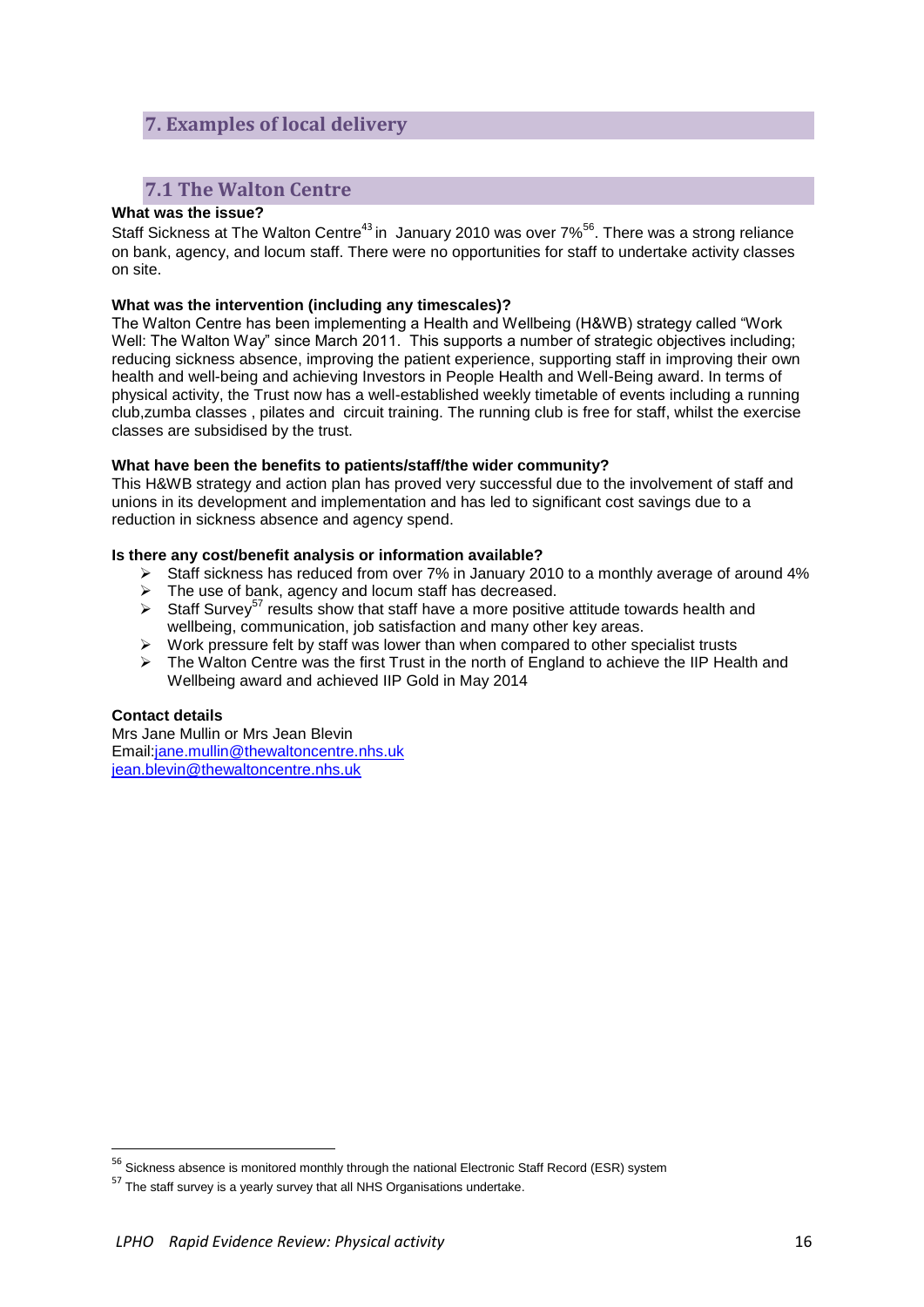## 7. Examples of local delivery

### 7.1 The Walton Centre

**What was the issue?**

Staff Sickness at The Walton Centre[43] in January 2010 was over 7%[56]. There was a strong reliance on bank, agency, and locum staff. There were no opportunities for staff to undertake activity classes on site.

**What was the intervention (including any timescales)?**

The Walton Centre has been implementing a Health and Wellbeing (H&WB) strategy called "Work Well: The Walton Way" since March 2011. This supports a number of strategic objectives including; reducing sickness absence, improving the patient experience, supporting staff in improving their own health and well-being and achieving Investors in People Health and Well-Being award. In terms of physical activity, the Trust now has a well-established weekly timetable of events including a running club,zumba classes , pilates and circuit training. The running club is free for staff, whilst the exercise classes are subsidised by the trust.

**What have been the benefits to patients/staff/the wider community?**

This H&WB strategy and action plan has proved very successful due to the involvement of staff and unions in its development and implementation and has led to significant cost savings due to a reduction in sickness absence and agency spend.

**Is there any cost/benefit analysis or information available?**

- Staff sickness has reduced from over 7% in January 2010 to a monthly average of around 4%
- The use of bank, agency and locum staff has decreased.
- Staff Survey[57] results show that staff have a more positive attitude towards health and wellbeing, communication, job satisfaction and many other key areas.
- Work pressure felt by staff was lower than when compared to other specialist trusts
- The Walton Centre was the first Trust in the north of England to achieve the IIP Health and Wellbeing award and achieved IIP Gold in May 2014

**Contact details**

Mrs Jane Mullin or Mrs Jean Blevin
Email:jane.mullin@thewaltoncentre.nhs.uk
jean.blevin@thewaltoncentre.nhs.uk

---

[56] Sickness absence is monitored monthly through the national Electronic Staff Record (ESR) system

[57] The staff survey is a yearly survey that all NHS Organisations undertake.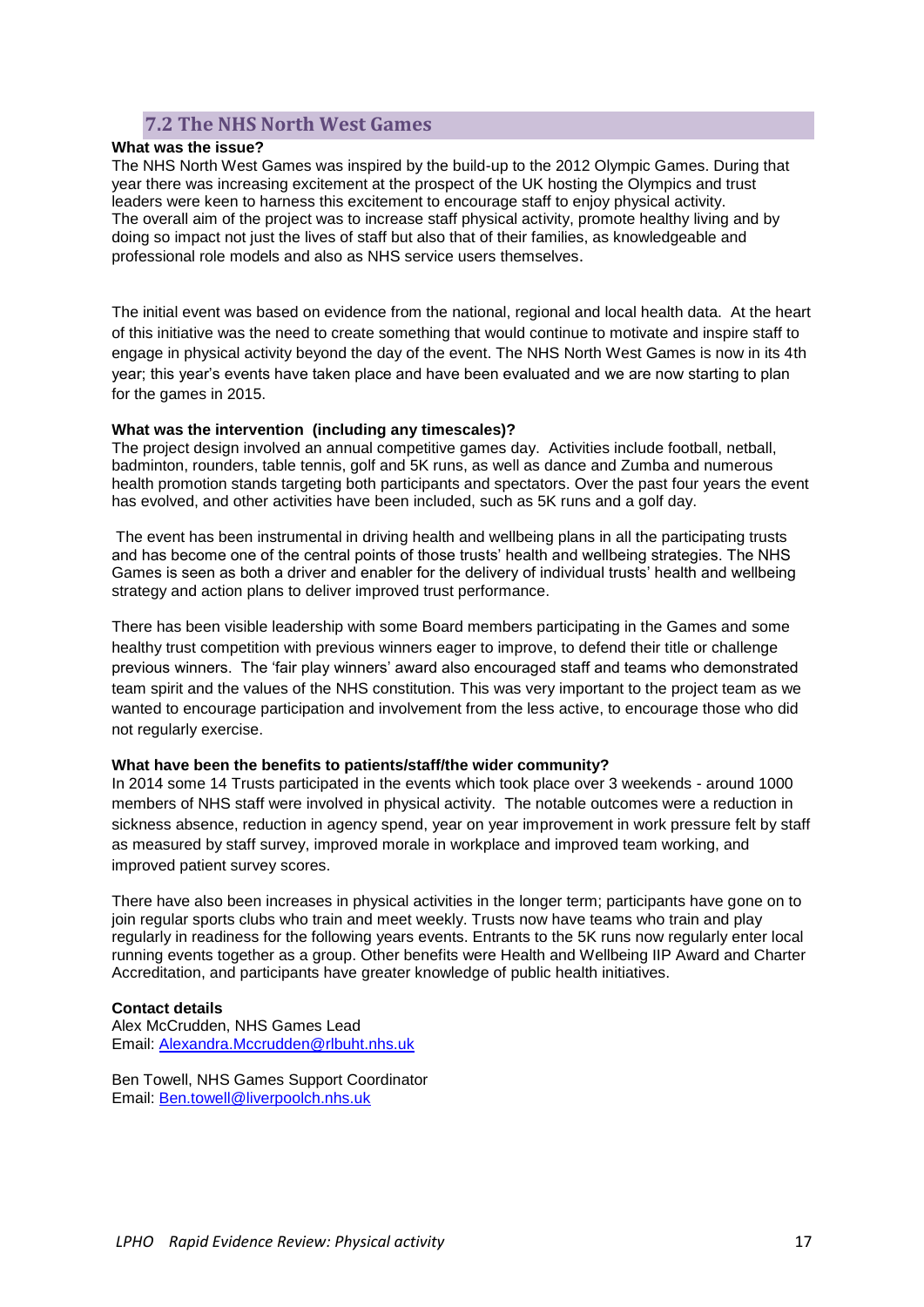## 7.2 The NHS North West Games

**What was the issue?**

The NHS North West Games was inspired by the build-up to the 2012 Olympic Games. During that year there was increasing excitement at the prospect of the UK hosting the Olympics and trust leaders were keen to harness this excitement to encourage staff to enjoy physical activity. The overall aim of the project was to increase staff physical activity, promote healthy living and by doing so impact not just the lives of staff but also that of their families, as knowledgeable and professional role models and also as NHS service users themselves.

The initial event was based on evidence from the national, regional and local health data. At the heart of this initiative was the need to create something that would continue to motivate and inspire staff to engage in physical activity beyond the day of the event. The NHS North West Games is now in its 4th year; this year's events have taken place and have been evaluated and we are now starting to plan for the games in 2015.

**What was the intervention (including any timescales)?**

The project design involved an annual competitive games day. Activities include football, netball, badminton, rounders, table tennis, golf and 5K runs, as well as dance and Zumba and numerous health promotion stands targeting both participants and spectators. Over the past four years the event has evolved, and other activities have been included, such as 5K runs and a golf day.

The event has been instrumental in driving health and wellbeing plans in all the participating trusts and has become one of the central points of those trusts' health and wellbeing strategies. The NHS Games is seen as both a driver and enabler for the delivery of individual trusts' health and wellbeing strategy and action plans to deliver improved trust performance.

There has been visible leadership with some Board members participating in the Games and some healthy trust competition with previous winners eager to improve, to defend their title or challenge previous winners. The 'fair play winners' award also encouraged staff and teams who demonstrated team spirit and the values of the NHS constitution. This was very important to the project team as we wanted to encourage participation and involvement from the less active, to encourage those who did not regularly exercise.

**What have been the benefits to patients/staff/the wider community?**

In 2014 some 14 Trusts participated in the events which took place over 3 weekends - around 1000 members of NHS staff were involved in physical activity. The notable outcomes were a reduction in sickness absence, reduction in agency spend, year on year improvement in work pressure felt by staff as measured by staff survey, improved morale in workplace and improved team working, and improved patient survey scores.

There have also been increases in physical activities in the longer term; participants have gone on to join regular sports clubs who train and meet weekly. Trusts now have teams who train and play regularly in readiness for the following years events. Entrants to the 5K runs now regularly enter local running events together as a group. Other benefits were Health and Wellbeing IIP Award and Charter Accreditation, and participants have greater knowledge of public health initiatives.

**Contact details**

Alex McCrudden, NHS Games Lead
Email: Alexandra.Mccrudden@rlbuht.nhs.uk

Ben Towell, NHS Games Support Coordinator
Email: Ben.towell@liverpoolch.nhs.uk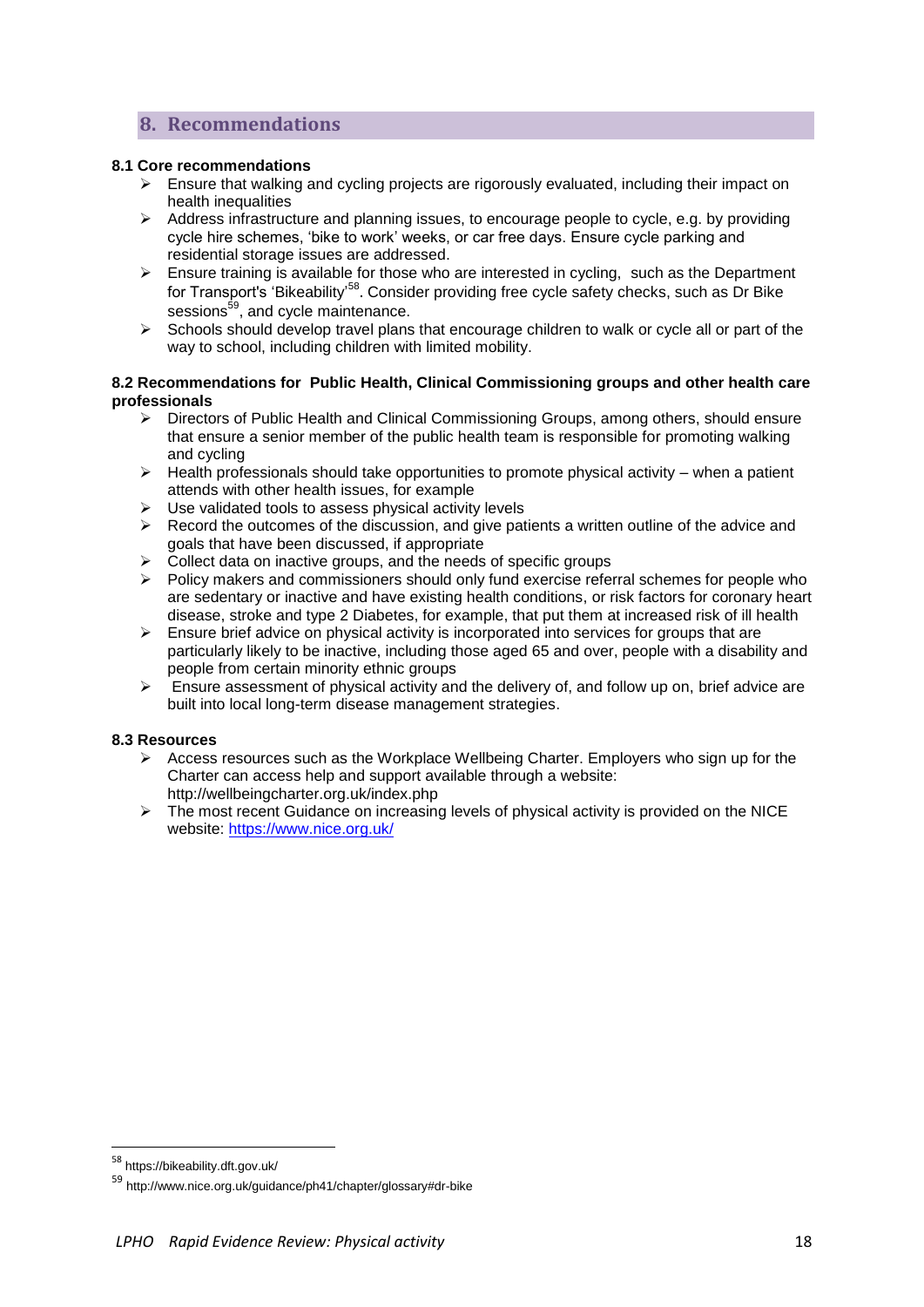## 8. Recommendations

### 8.1 Core recommendations

- Ensure that walking and cycling projects are rigorously evaluated, including their impact on health inequalities
- Address infrastructure and planning issues, to encourage people to cycle, e.g. by providing cycle hire schemes, 'bike to work' weeks, or car free days. Ensure cycle parking and residential storage issues are addressed.
- Ensure training is available for those who are interested in cycling, such as the Department for Transport's 'Bikeability'[58]. Consider providing free cycle safety checks, such as Dr Bike sessions[59], and cycle maintenance.
- Schools should develop travel plans that encourage children to walk or cycle all or part of the way to school, including children with limited mobility.

### 8.2 Recommendations for Public Health, Clinical Commissioning groups and other health care professionals

- Directors of Public Health and Clinical Commissioning Groups, among others, should ensure that ensure a senior member of the public health team is responsible for promoting walking and cycling
- Health professionals should take opportunities to promote physical activity – when a patient attends with other health issues, for example
- Use validated tools to assess physical activity levels
- Record the outcomes of the discussion, and give patients a written outline of the advice and goals that have been discussed, if appropriate
- Collect data on inactive groups, and the needs of specific groups
- Policy makers and commissioners should only fund exercise referral schemes for people who are sedentary or inactive and have existing health conditions, or risk factors for coronary heart disease, stroke and type 2 Diabetes, for example, that put them at increased risk of ill health
- Ensure brief advice on physical activity is incorporated into services for groups that are particularly likely to be inactive, including those aged 65 and over, people with a disability and people from certain minority ethnic groups
- Ensure assessment of physical activity and the delivery of, and follow up on, brief advice are built into local long-term disease management strategies.

### 8.3 Resources

- Access resources such as the Workplace Wellbeing Charter. Employers who sign up for the Charter can access help and support available through a website: http://wellbeingcharter.org.uk/index.php
- The most recent Guidance on increasing levels of physical activity is provided on the NICE website: https://www.nice.org.uk/

[58] https://bikeability.dft.gov.uk/

[59] http://www.nice.org.uk/guidance/ph41/chapter/glossary#dr-bike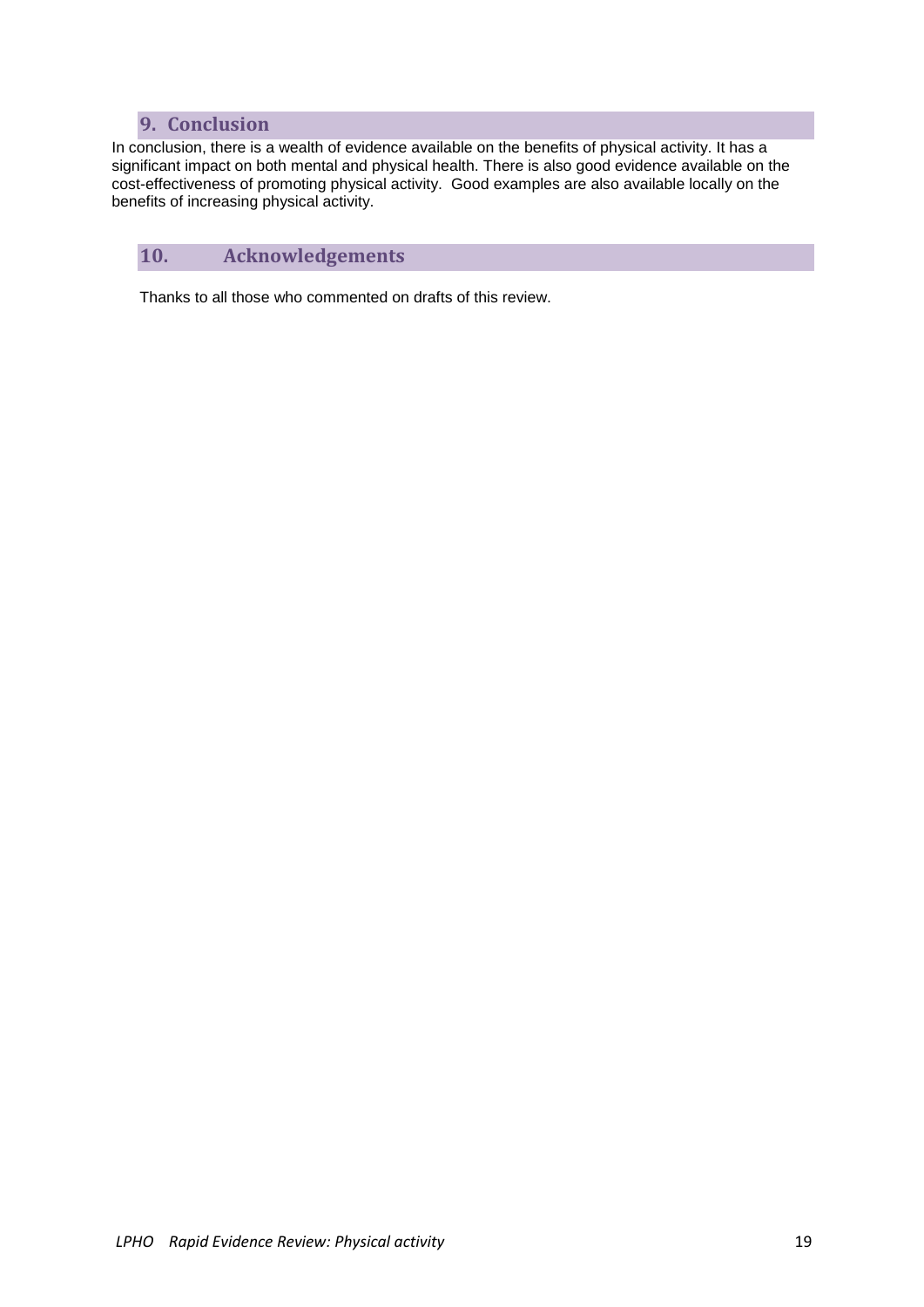## 9. Conclusion

In conclusion, there is a wealth of evidence available on the benefits of physical activity. It has a significant impact on both mental and physical health. There is also good evidence available on the cost-effectiveness of promoting physical activity. Good examples are also available locally on the benefits of increasing physical activity.

## 10. Acknowledgements

Thanks to all those who commented on drafts of this review.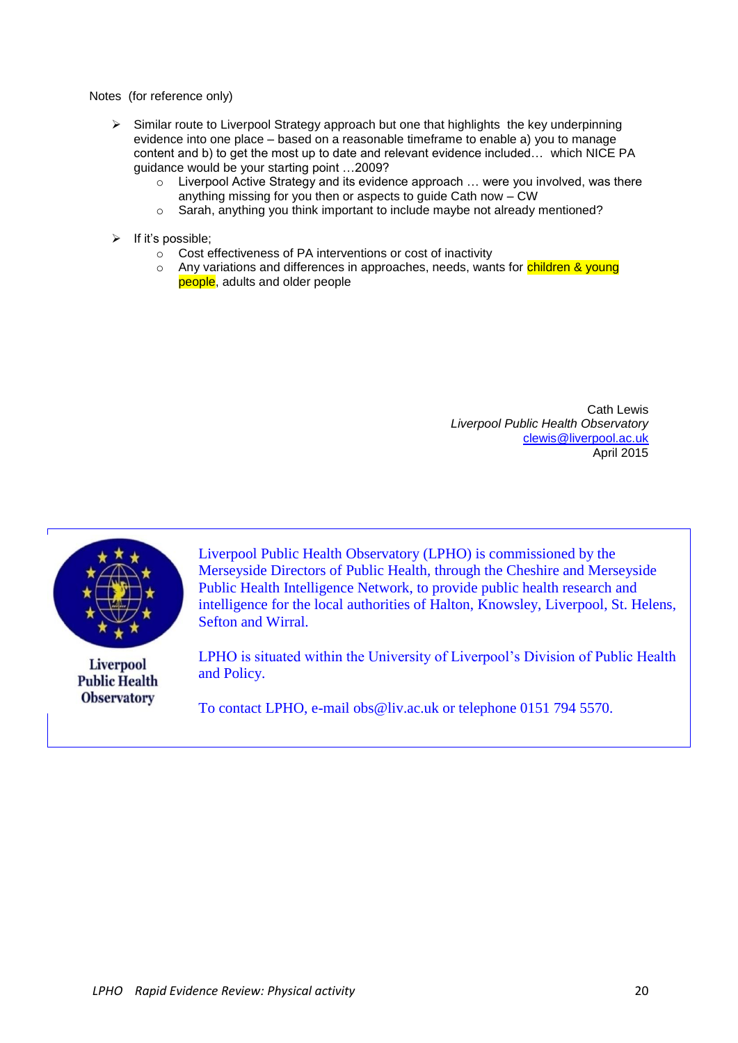Notes (for reference only)

- Similar route to Liverpool Strategy approach but one that highlights the key underpinning evidence into one place – based on a reasonable timeframe to enable a) you to manage content and b) to get the most up to date and relevant evidence included… which NICE PA guidance would be your starting point …2009?
  - Liverpool Active Strategy and its evidence approach … were you involved, was there anything missing for you then or aspects to guide Cath now – CW
  - Sarah, anything you think important to include maybe not already mentioned?

- If it's possible;
  - Cost effectiveness of PA interventions or cost of inactivity
  - Any variations and differences in approaches, needs, wants for children & young people, adults and older people

Cath Lewis
*Liverpool Public Health Observatory*
clewis@liverpool.ac.uk
April 2015

Liverpool Public Health Observatory

Liverpool Public Health Observatory (LPHO) is commissioned by the Merseyside Directors of Public Health, through the Cheshire and Merseyside Public Health Intelligence Network, to provide public health research and intelligence for the local authorities of Halton, Knowsley, Liverpool, St. Helens, Sefton and Wirral.

LPHO is situated within the University of Liverpool's Division of Public Health and Policy.

To contact LPHO, e-mail obs@liv.ac.uk or telephone 0151 794 5570.